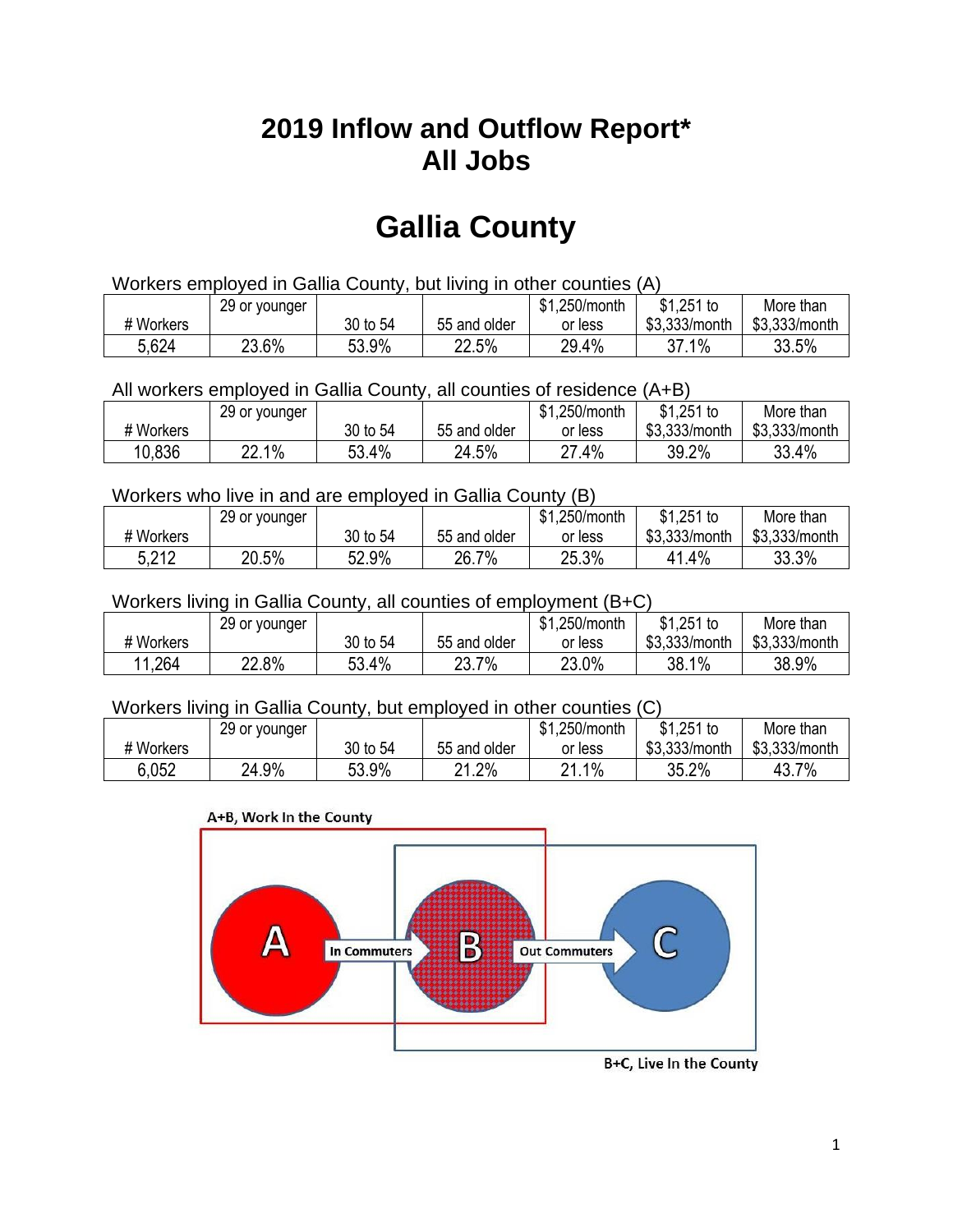# 2019 Inflow and Outflow Report*
# All Jobs

# Gallia County

Workers employed in Gallia County, but living in other counties (A)

| # Workers | 29 or younger | 30 to 54 | 55 and older | $1,250/month or less | $1,251 to $3,333/month | More than $3,333/month |
|---|---|---|---|---|---|---|
| 5,624 | 23.6% | 53.9% | 22.5% | 29.4% | 37.1% | 33.5% |

All workers employed in Gallia County, all counties of residence (A+B)

| # Workers | 29 or younger | 30 to 54 | 55 and older | $1,250/month or less | $1,251 to $3,333/month | More than $3,333/month |
|---|---|---|---|---|---|---|
| 10,836 | 22.1% | 53.4% | 24.5% | 27.4% | 39.2% | 33.4% |

Workers who live in and are employed in Gallia County (B)

| # Workers | 29 or younger | 30 to 54 | 55 and older | $1,250/month or less | $1,251 to $3,333/month | More than $3,333/month |
|---|---|---|---|---|---|---|
| 5,212 | 20.5% | 52.9% | 26.7% | 25.3% | 41.4% | 33.3% |

Workers living in Gallia County, all counties of employment (B+C)

| # Workers | 29 or younger | 30 to 54 | 55 and older | $1,250/month or less | $1,251 to $3,333/month | More than $3,333/month |
|---|---|---|---|---|---|---|
| 11,264 | 22.8% | 53.4% | 23.7% | 23.0% | 38.1% | 38.9% |

Workers living in Gallia County, but employed in other counties (C)

| # Workers | 29 or younger | 30 to 54 | 55 and older | $1,250/month or less | $1,251 to $3,333/month | More than $3,333/month |
|---|---|---|---|---|---|---|
| 6,052 | 24.9% | 53.9% | 21.2% | 21.1% | 35.2% | 43.7% |

A+B, Work In the County

A — In Commuters → B — Out Commuters → C

B+C, Live In the County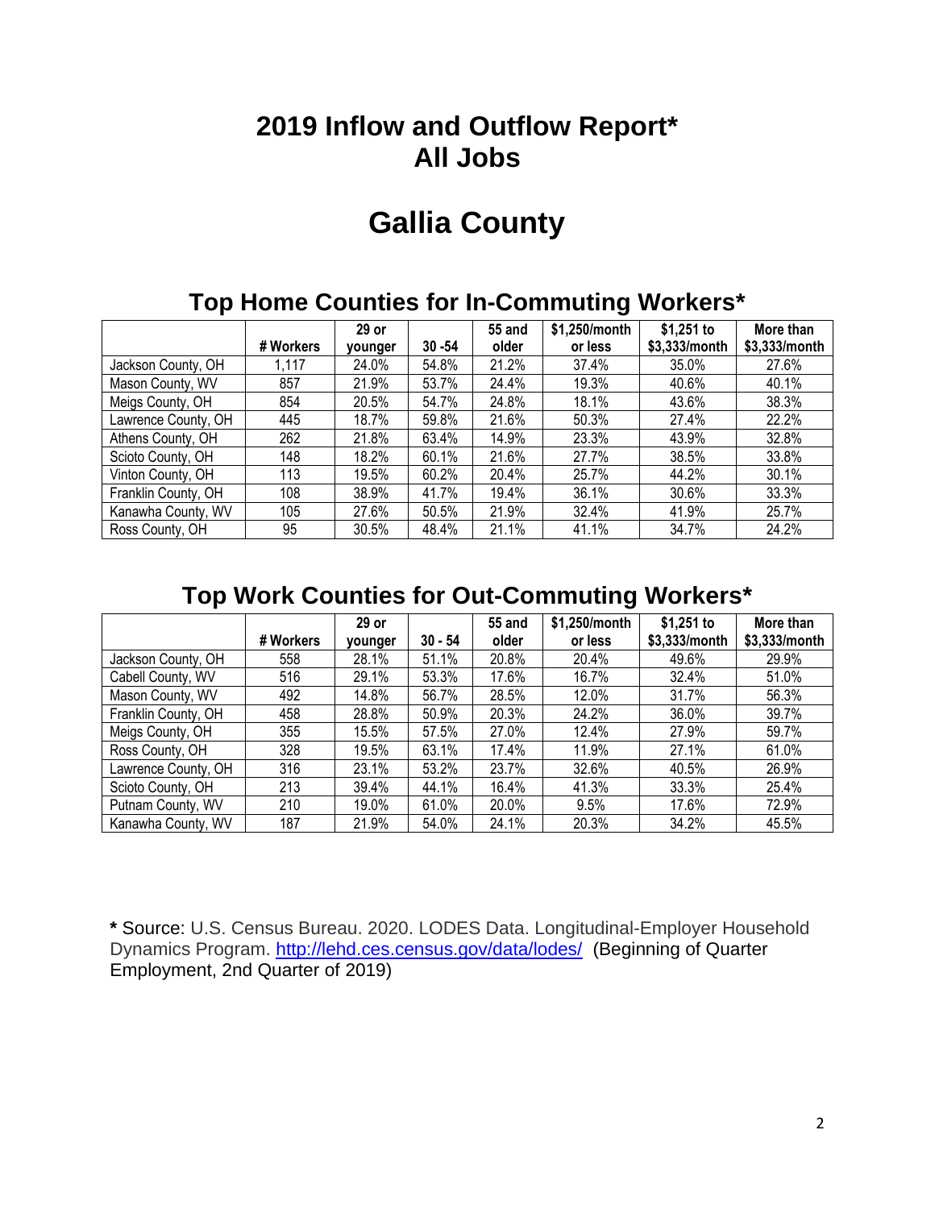# 2019 Inflow and Outflow Report*
# All Jobs

# Gallia County

## Top Home Counties for In-Commuting Workers*

| | # Workers | 29 or younger | 30 -54 | 55 and older | $1,250/month or less | $1,251 to $3,333/month | More than $3,333/month |
|---|---|---|---|---|---|---|---|
| Jackson County, OH | 1,117 | 24.0% | 54.8% | 21.2% | 37.4% | 35.0% | 27.6% |
| Mason County, WV | 857 | 21.9% | 53.7% | 24.4% | 19.3% | 40.6% | 40.1% |
| Meigs County, OH | 854 | 20.5% | 54.7% | 24.8% | 18.1% | 43.6% | 38.3% |
| Lawrence County, OH | 445 | 18.7% | 59.8% | 21.6% | 50.3% | 27.4% | 22.2% |
| Athens County, OH | 262 | 21.8% | 63.4% | 14.9% | 23.3% | 43.9% | 32.8% |
| Scioto County, OH | 148 | 18.2% | 60.1% | 21.6% | 27.7% | 38.5% | 33.8% |
| Vinton County, OH | 113 | 19.5% | 60.2% | 20.4% | 25.7% | 44.2% | 30.1% |
| Franklin County, OH | 108 | 38.9% | 41.7% | 19.4% | 36.1% | 30.6% | 33.3% |
| Kanawha County, WV | 105 | 27.6% | 50.5% | 21.9% | 32.4% | 41.9% | 25.7% |
| Ross County, OH | 95 | 30.5% | 48.4% | 21.1% | 41.1% | 34.7% | 24.2% |

## Top Work Counties for Out-Commuting Workers*

| | # Workers | 29 or younger | 30 - 54 | 55 and older | $1,250/month or less | $1,251 to $3,333/month | More than $3,333/month |
|---|---|---|---|---|---|---|---|
| Jackson County, OH | 558 | 28.1% | 51.1% | 20.8% | 20.4% | 49.6% | 29.9% |
| Cabell County, WV | 516 | 29.1% | 53.3% | 17.6% | 16.7% | 32.4% | 51.0% |
| Mason County, WV | 492 | 14.8% | 56.7% | 28.5% | 12.0% | 31.7% | 56.3% |
| Franklin County, OH | 458 | 28.8% | 50.9% | 20.3% | 24.2% | 36.0% | 39.7% |
| Meigs County, OH | 355 | 15.5% | 57.5% | 27.0% | 12.4% | 27.9% | 59.7% |
| Ross County, OH | 328 | 19.5% | 63.1% | 17.4% | 11.9% | 27.1% | 61.0% |
| Lawrence County, OH | 316 | 23.1% | 53.2% | 23.7% | 32.6% | 40.5% | 26.9% |
| Scioto County, OH | 213 | 39.4% | 44.1% | 16.4% | 41.3% | 33.3% | 25.4% |
| Putnam County, WV | 210 | 19.0% | 61.0% | 20.0% | 9.5% | 17.6% | 72.9% |
| Kanawha County, WV | 187 | 21.9% | 54.0% | 24.1% | 20.3% | 34.2% | 45.5% |

**\*** Source: U.S. Census Bureau. 2020. LODES Data. Longitudinal-Employer Household Dynamics Program. http://lehd.ces.census.gov/data/lodes/ (Beginning of Quarter Employment, 2nd Quarter of 2019)